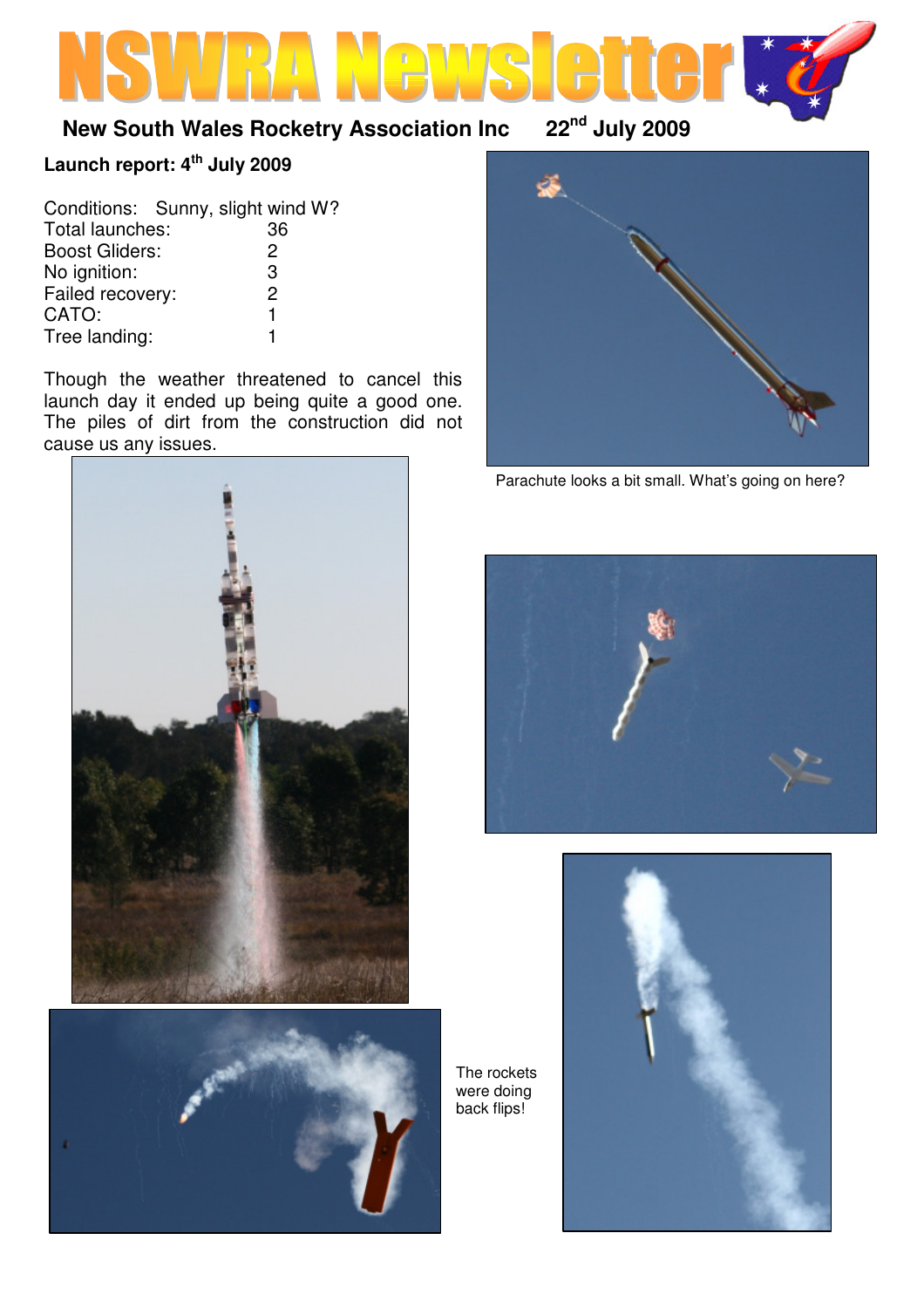# NSWRA Newsletter

**New South Wales Rocketry Association Inc** 22nd July 2009

**Launch report: 4th July 2009**

| Conditions: | Sunny, slight wind W? |
|---|---|
| Total launches: | 36 |
| Boost Gliders: | 2 |
| No ignition: | 3 |
| Failed recovery: | 2 |
| CATO: | 1 |
| Tree landing: | 1 |

Though the weather threatened to cancel this launch day it ended up being quite a good one. The piles of dirt from the construction did not cause us any issues.

Parachute looks a bit small. What's going on here?

The rockets were doing back flips!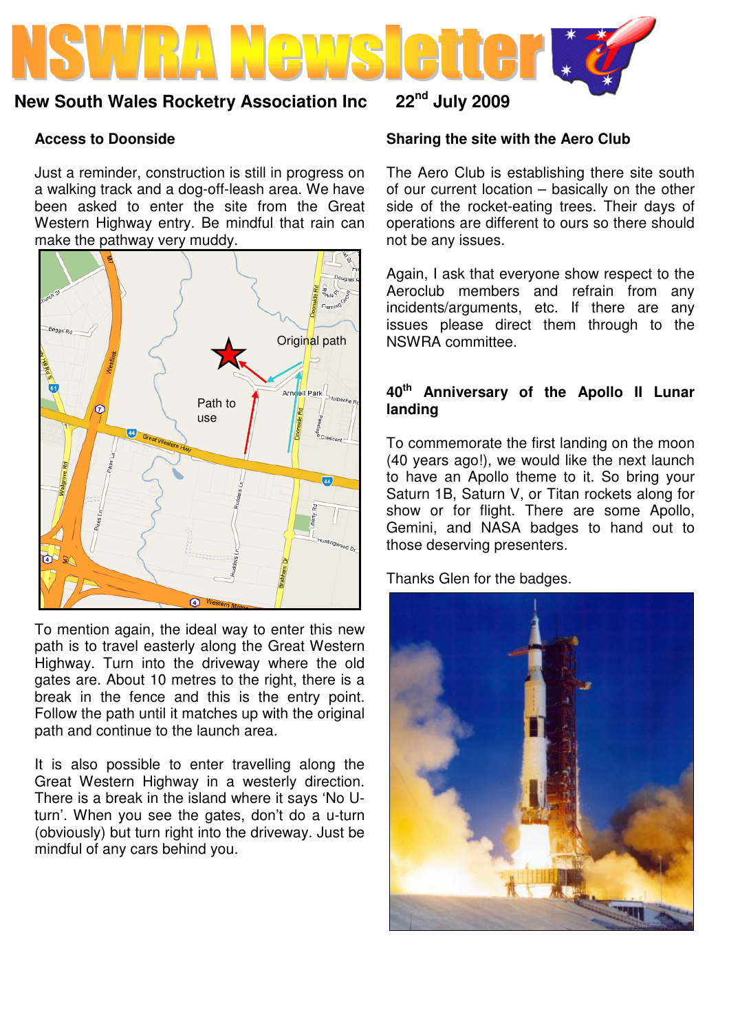# NSWRA Newsletter

**New South Wales Rocketry Association Inc** **22nd July 2009**

### Access to Doonside

Just a reminder, construction is still in progress on a walking track and a dog-off-leash area. We have been asked to enter the site from the Great Western Highway entry. Be mindful that rain can make the pathway very muddy.

To mention again, the ideal way to enter this new path is to travel easterly along the Great Western Highway. Turn into the driveway where the old gates are. About 10 metres to the right, there is a break in the fence and this is the entry point. Follow the path until it matches up with the original path and continue to the launch area.

It is also possible to enter travelling along the Great Western Highway in a westerly direction. There is a break in the island where it says 'No U-turn'. When you see the gates, don't do a u-turn (obviously) but turn right into the driveway. Just be mindful of any cars behind you.

### Sharing the site with the Aero Club

The Aero Club is establishing there site south of our current location – basically on the other side of the rocket-eating trees. Their days of operations are different to ours so there should not be any issues.

Again, I ask that everyone show respect to the Aeroclub members and refrain from any incidents/arguments, etc. If there are any issues please direct them through to the NSWRA committee.

### 40th Anniversary of the Apollo II Lunar landing

To commemorate the first landing on the moon (40 years ago!), we would like the next launch to have an Apollo theme to it. So bring your Saturn 1B, Saturn V, or Titan rockets along for show or for flight. There are some Apollo, Gemini, and NASA badges to hand out to those deserving presenters.

Thanks Glen for the badges.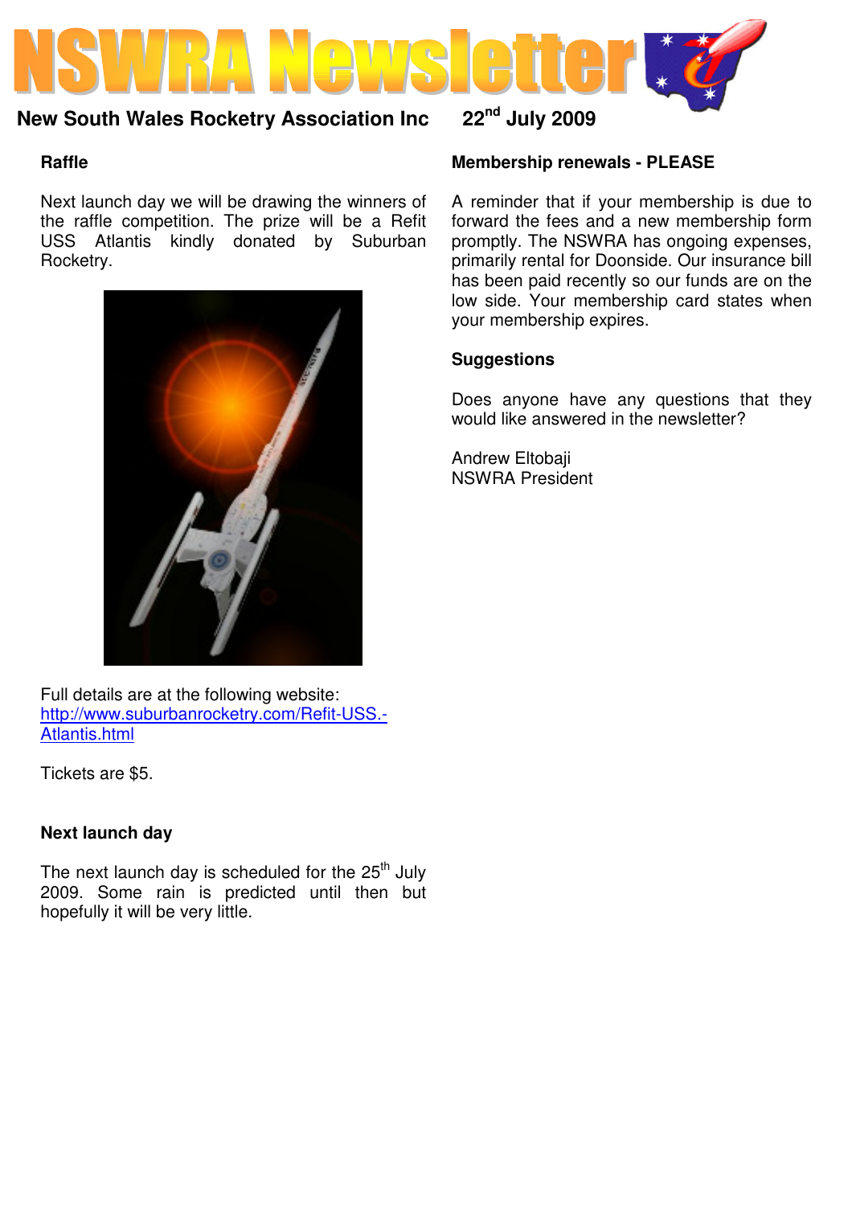# NSWRA Newsletter

**New South Wales Rocketry Association Inc** **22nd July 2009**

### Raffle

Next launch day we will be drawing the winners of the raffle competition. The prize will be a Refit USS Atlantis kindly donated by Suburban Rocketry.

Full details are at the following website: http://www.suburbanrocketry.com/Refit-USS.-Atlantis.html

Tickets are $5.

### Next launch day

The next launch day is scheduled for the 25th July 2009. Some rain is predicted until then but hopefully it will be very little.

### Membership renewals - PLEASE

A reminder that if your membership is due to forward the fees and a new membership form promptly. The NSWRA has ongoing expenses, primarily rental for Doonside. Our insurance bill has been paid recently so our funds are on the low side. Your membership card states when your membership expires.

### Suggestions

Does anyone have any questions that they would like answered in the newsletter?

Andrew Eltobaji
NSWRA President